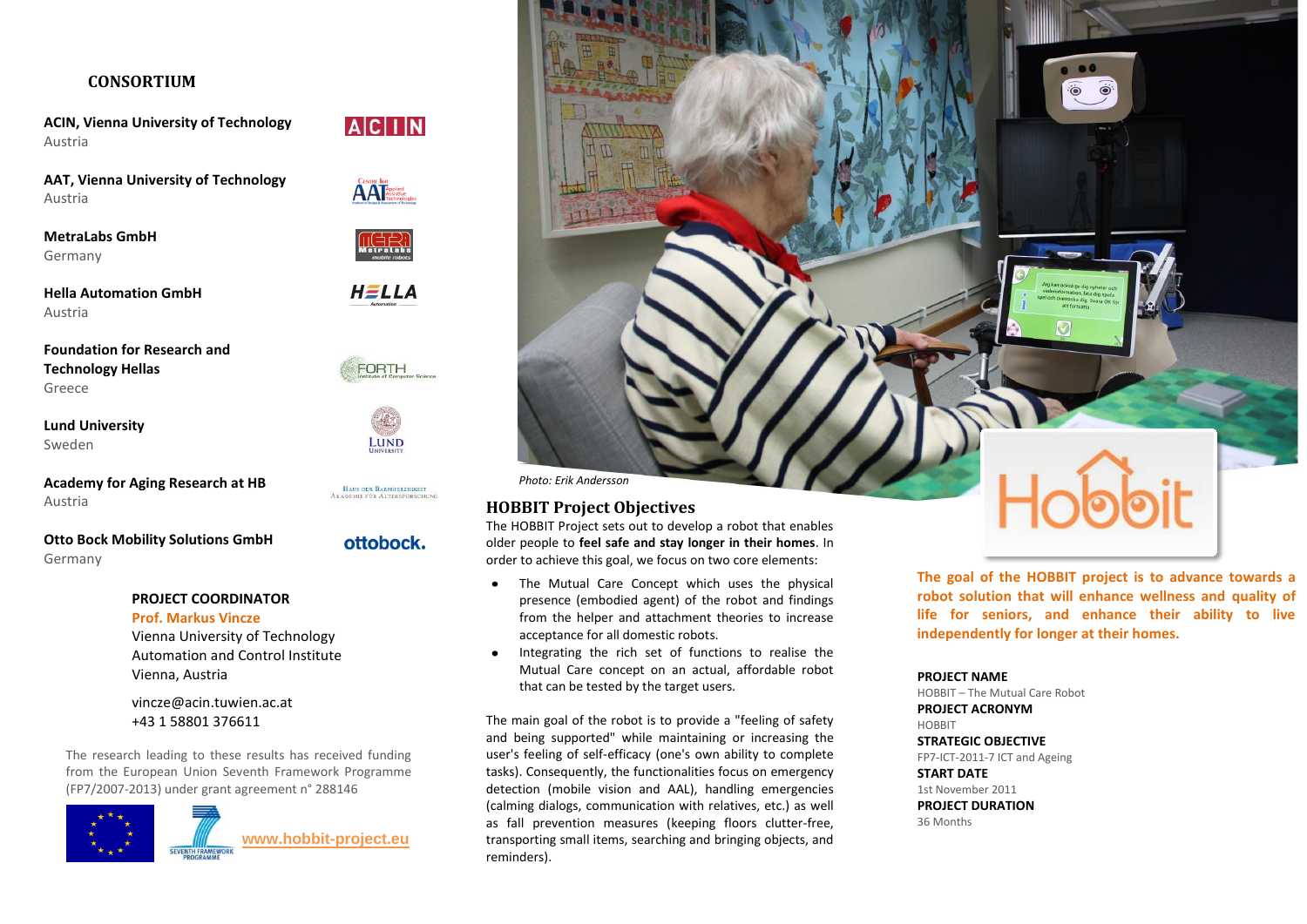## CONSORTIUM

**ACIN, Vienna University of Technology**
Austria

**AAT, Vienna University of Technology**
Austria

**MetraLabs GmbH**
Germany

**Hella Automation GmbH**
Austria

**Foundation for Research and Technology Hellas**
Greece

**Lund University**
Sweden

**Academy for Aging Research at HB**
Austria

**Otto Bock Mobility Solutions GmbH**
Germany

**PROJECT COORDINATOR**
**Prof. Markus Vincze**
Vienna University of Technology
Automation and Control Institute
Vienna, Austria

vincze@acin.tuwien.ac.at
+43 1 58801 376611

The research leading to these results has received funding from the European Union Seventh Framework Programme (FP7/2007-2013) under grant agreement n° 288146

www.hobbit-project.eu

*Photo: Erik Andersson*

## HOBBIT Project Objectives

The HOBBIT Project sets out to develop a robot that enables older people to **feel safe and stay longer in their homes**. In order to achieve this goal, we focus on two core elements:

- The Mutual Care Concept which uses the physical presence (embodied agent) of the robot and findings from the helper and attachment theories to increase acceptance for all domestic robots.
- Integrating the rich set of functions to realise the Mutual Care concept on an actual, affordable robot that can be tested by the target users.

The main goal of the robot is to provide a "feeling of safety and being supported" while maintaining or increasing the user's feeling of self-efficacy (one's own ability to complete tasks). Consequently, the functionalities focus on emergency detection (mobile vision and AAL), handling emergencies (calming dialogs, communication with relatives, etc.) as well as fall prevention measures (keeping floors clutter-free, transporting small items, searching and bringing objects, and reminders).

**The goal of the HOBBIT project is to advance towards a robot solution that will enhance wellness and quality of life for seniors, and enhance their ability to live independently for longer at their homes.**

**PROJECT NAME**
HOBBIT – The Mutual Care Robot
**PROJECT ACRONYM**
HOBBIT
**STRATEGIC OBJECTIVE**
FP7-ICT-2011-7 ICT and Ageing
**START DATE**
1st November 2011
**PROJECT DURATION**
36 Months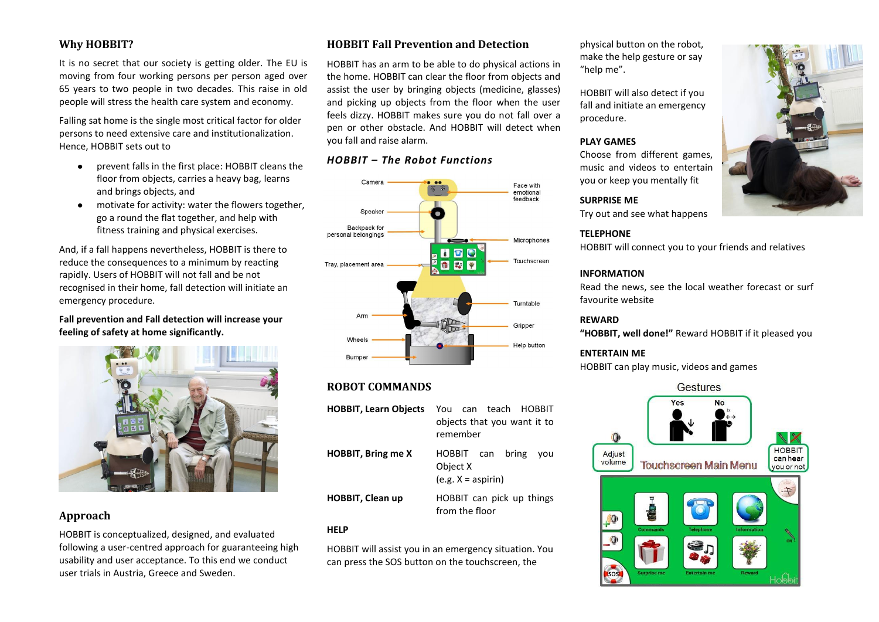## Why HOBBIT?

It is no secret that our society is getting older. The EU is moving from four working persons per person aged over 65 years to two people in two decades. This raise in old people will stress the health care system and economy.

Falling sat home is the single most critical factor for older persons to need extensive care and institutionalization. Hence, HOBBIT sets out to

- prevent falls in the first place: HOBBIT cleans the floor from objects, carries a heavy bag, learns and brings objects, and
- motivate for activity: water the flowers together, go a round the flat together, and help with fitness training and physical exercises.

And, if a fall happens nevertheless, HOBBIT is there to reduce the consequences to a minimum by reacting rapidly. Users of HOBBIT will not fall and be not recognised in their home, fall detection will initiate an emergency procedure.

**Fall prevention and Fall detection will increase your feeling of safety at home significantly.**

## Approach

HOBBIT is conceptualized, designed, and evaluated following a user-centred approach for guaranteeing high usability and user acceptance. To this end we conduct user trials in Austria, Greece and Sweden.

## HOBBIT Fall Prevention and Detection

HOBBIT has an arm to be able to do physical actions in the home. HOBBIT can clear the floor from objects and assist the user by bringing objects (medicine, glasses) and picking up objects from the floor when the user feels dizzy. HOBBIT makes sure you do not fall over a pen or other obstacle. And HOBBIT will detect when you fall and raise alarm.

### *HOBBIT – The Robot Functions*

Camera
Speaker
Backpack for personal belongings
Tray, placement area
Arm
Wheels
Bumper
Face with emotional feedback
Microphones
Touchscreen
Turntable
Gripper
Help button

## ROBOT COMMANDS

| | |
|---|---|
| **HOBBIT, Learn Objects** | You can teach HOBBIT objects that you want it to remember |
| **HOBBIT, Bring me X** | HOBBIT can bring you Object X (e.g. X = aspirin) |
| **HOBBIT, Clean up** | HOBBIT can pick up things from the floor |

**HELP**

HOBBIT will assist you in an emergency situation. You can press the SOS button on the touchscreen, the physical button on the robot, make the help gesture or say "help me".

HOBBIT will also detect if you fall and initiate an emergency procedure.

**PLAY GAMES**
Choose from different games, music and videos to entertain you or keep you mentally fit

**SURPRISE ME**
Try out and see what happens

**TELEPHONE**
HOBBIT will connect you to your friends and relatives

**INFORMATION**
Read the news, see the local weather forecast or surf favourite website

**REWARD**
**"HOBBIT, well done!"** Reward HOBBIT if it pleased you

**ENTERTAIN ME**
HOBBIT can play music, videos and games

Gestures
Yes
No
Adjust volume
Touchscreen Main Menu
HOBBIT can hear you or not
Commands
Telephone
Information
Surprise me
Entertain me
Reward
SOS